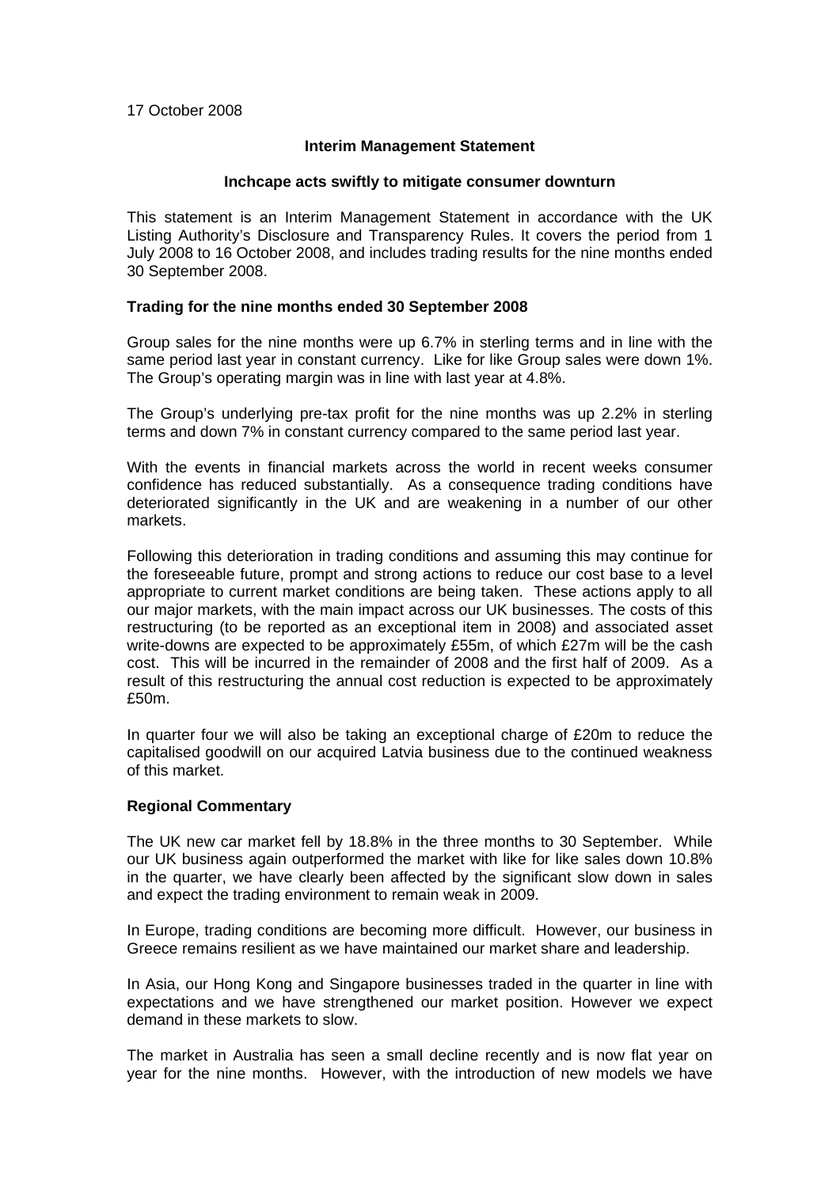17 October 2008

**Interim Management Statement**

**Inchcape acts swiftly to mitigate consumer downturn**

This statement is an Interim Management Statement in accordance with the UK Listing Authority's Disclosure and Transparency Rules. It covers the period from 1 July 2008 to 16 October 2008, and includes trading results for the nine months ended 30 September 2008.

**Trading for the nine months ended 30 September 2008**

Group sales for the nine months were up 6.7% in sterling terms and in line with the same period last year in constant currency. Like for like Group sales were down 1%. The Group's operating margin was in line with last year at 4.8%.

The Group's underlying pre-tax profit for the nine months was up 2.2% in sterling terms and down 7% in constant currency compared to the same period last year.

With the events in financial markets across the world in recent weeks consumer confidence has reduced substantially. As a consequence trading conditions have deteriorated significantly in the UK and are weakening in a number of our other markets.

Following this deterioration in trading conditions and assuming this may continue for the foreseeable future, prompt and strong actions to reduce our cost base to a level appropriate to current market conditions are being taken. These actions apply to all our major markets, with the main impact across our UK businesses. The costs of this restructuring (to be reported as an exceptional item in 2008) and associated asset write-downs are expected to be approximately £55m, of which £27m will be the cash cost. This will be incurred in the remainder of 2008 and the first half of 2009. As a result of this restructuring the annual cost reduction is expected to be approximately £50m.

In quarter four we will also be taking an exceptional charge of £20m to reduce the capitalised goodwill on our acquired Latvia business due to the continued weakness of this market.

**Regional Commentary**

The UK new car market fell by 18.8% in the three months to 30 September. While our UK business again outperformed the market with like for like sales down 10.8% in the quarter, we have clearly been affected by the significant slow down in sales and expect the trading environment to remain weak in 2009.

In Europe, trading conditions are becoming more difficult. However, our business in Greece remains resilient as we have maintained our market share and leadership.

In Asia, our Hong Kong and Singapore businesses traded in the quarter in line with expectations and we have strengthened our market position. However we expect demand in these markets to slow.

The market in Australia has seen a small decline recently and is now flat year on year for the nine months. However, with the introduction of new models we have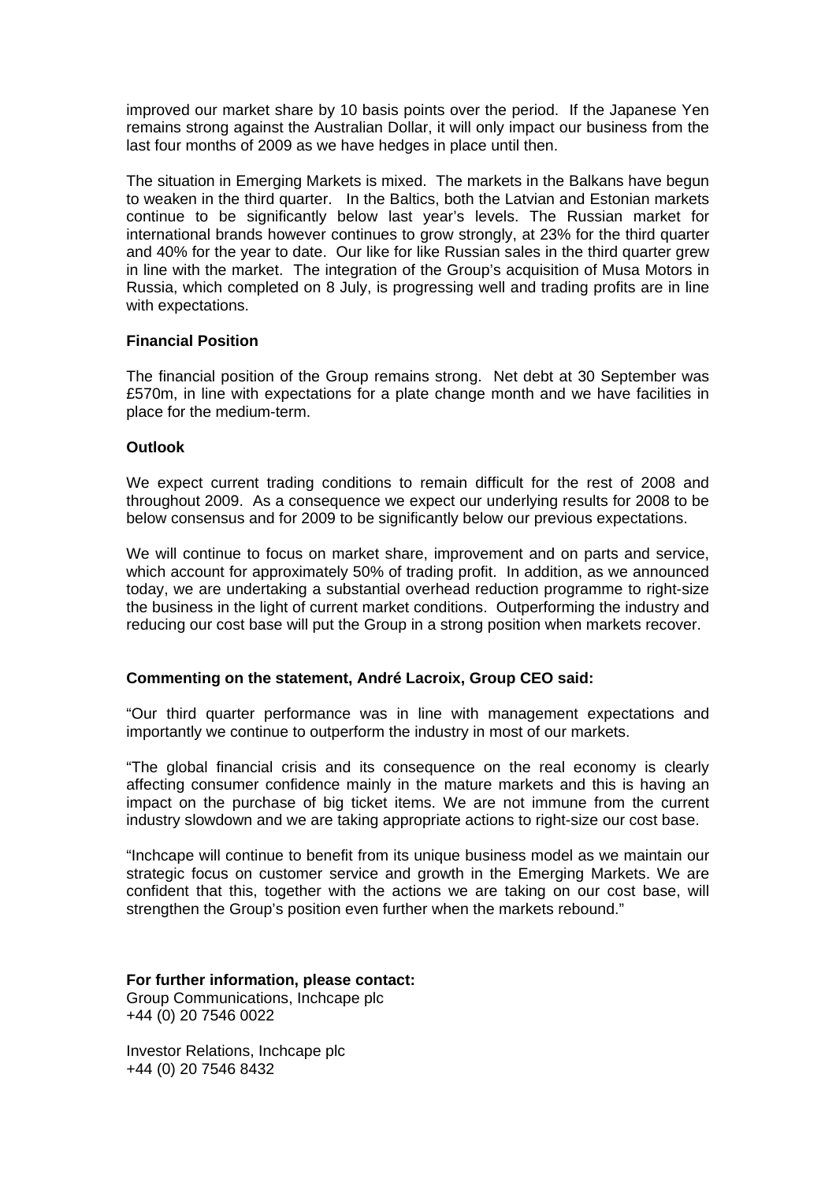improved our market share by 10 basis points over the period. If the Japanese Yen remains strong against the Australian Dollar, it will only impact our business from the last four months of 2009 as we have hedges in place until then.

The situation in Emerging Markets is mixed. The markets in the Balkans have begun to weaken in the third quarter. In the Baltics, both the Latvian and Estonian markets continue to be significantly below last year's levels. The Russian market for international brands however continues to grow strongly, at 23% for the third quarter and 40% for the year to date. Our like for like Russian sales in the third quarter grew in line with the market. The integration of the Group's acquisition of Musa Motors in Russia, which completed on 8 July, is progressing well and trading profits are in line with expectations.

**Financial Position**

The financial position of the Group remains strong. Net debt at 30 September was £570m, in line with expectations for a plate change month and we have facilities in place for the medium-term.

**Outlook**

We expect current trading conditions to remain difficult for the rest of 2008 and throughout 2009. As a consequence we expect our underlying results for 2008 to be below consensus and for 2009 to be significantly below our previous expectations.

We will continue to focus on market share, improvement and on parts and service, which account for approximately 50% of trading profit. In addition, as we announced today, we are undertaking a substantial overhead reduction programme to right-size the business in the light of current market conditions. Outperforming the industry and reducing our cost base will put the Group in a strong position when markets recover.

**Commenting on the statement, André Lacroix, Group CEO said:**

"Our third quarter performance was in line with management expectations and importantly we continue to outperform the industry in most of our markets.

"The global financial crisis and its consequence on the real economy is clearly affecting consumer confidence mainly in the mature markets and this is having an impact on the purchase of big ticket items. We are not immune from the current industry slowdown and we are taking appropriate actions to right-size our cost base.

"Inchcape will continue to benefit from its unique business model as we maintain our strategic focus on customer service and growth in the Emerging Markets. We are confident that this, together with the actions we are taking on our cost base, will strengthen the Group's position even further when the markets rebound."

**For further information, please contact:**
Group Communications, Inchcape plc
+44 (0) 20 7546 0022

Investor Relations, Inchcape plc
+44 (0) 20 7546 8432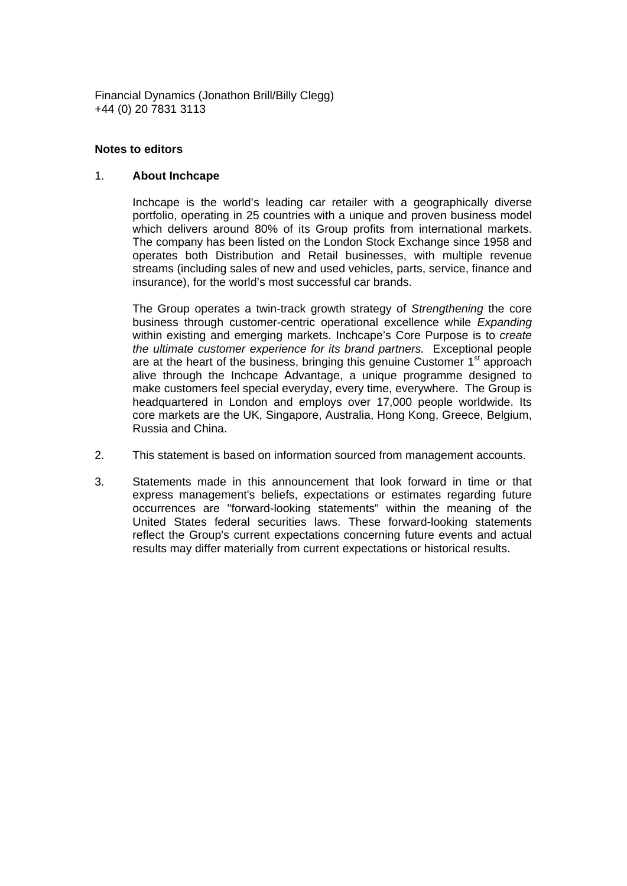Financial Dynamics (Jonathon Brill/Billy Clegg)
+44 (0) 20 7831 3113

**Notes to editors**

1. **About Inchcape**

   Inchcape is the world's leading car retailer with a geographically diverse portfolio, operating in 25 countries with a unique and proven business model which delivers around 80% of its Group profits from international markets. The company has been listed on the London Stock Exchange since 1958 and operates both Distribution and Retail businesses, with multiple revenue streams (including sales of new and used vehicles, parts, service, finance and insurance), for the world's most successful car brands.

   The Group operates a twin-track growth strategy of *Strengthening* the core business through customer-centric operational excellence while *Expanding* within existing and emerging markets. Inchcape's Core Purpose is to *create the ultimate customer experience for its brand partners.* Exceptional people are at the heart of the business, bringing this genuine Customer 1st approach alive through the Inchcape Advantage, a unique programme designed to make customers feel special everyday, every time, everywhere. The Group is headquartered in London and employs over 17,000 people worldwide. Its core markets are the UK, Singapore, Australia, Hong Kong, Greece, Belgium, Russia and China.

2. This statement is based on information sourced from management accounts.

3. Statements made in this announcement that look forward in time or that express management's beliefs, expectations or estimates regarding future occurrences are "forward-looking statements" within the meaning of the United States federal securities laws. These forward-looking statements reflect the Group's current expectations concerning future events and actual results may differ materially from current expectations or historical results.